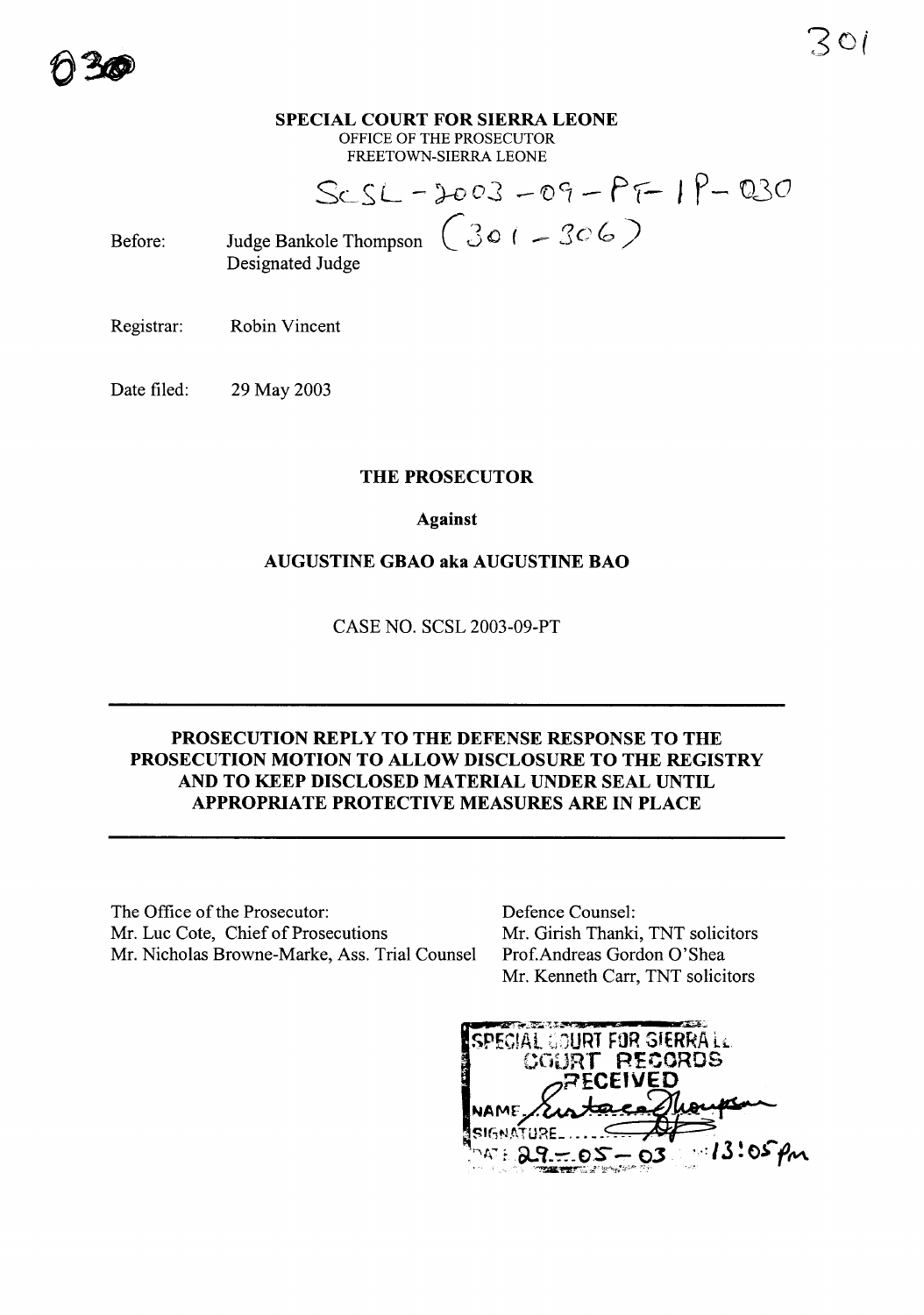**SPECIAL COURT FOR SIERRA LEONE**
OFFICE OF THE PROSECUTOR
FREETOWN-SIERRA LEONE

SCSL-2003-09-PT-IP-030
(301-306)

Before: Judge Bankole Thompson
Designated Judge

Registrar: Robin Vincent

Date filed: 29 May 2003

**THE PROSECUTOR**

**Against**

**AUGUSTINE GBAO aka AUGUSTINE BAO**

CASE NO. SCSL 2003-09-PT

---

**PROSECUTION REPLY TO THE DEFENSE RESPONSE TO THE PROSECUTION MOTION TO ALLOW DISCLOSURE TO THE REGISTRY AND TO KEEP DISCLOSED MATERIAL UNDER SEAL UNTIL APPROPRIATE PROTECTIVE MEASURES ARE IN PLACE**

---

The Office of the Prosecutor:
Mr. Luc Cote, Chief of Prosecutions
Mr. Nicholas Browne-Marke, Ass. Trial Counsel

Defence Counsel:
Mr. Girish Thanki, TNT solicitors
Prof.Andreas Gordon O'Shea
Mr. Kenneth Carr, TNT solicitors

SPECIAL COURT FOR SIERRA LEONE
COURT RECORDS
RECEIVED
NAME: Eustace Thompson
SIGNATURE: ...
DATE: 29-05-03 13:05pm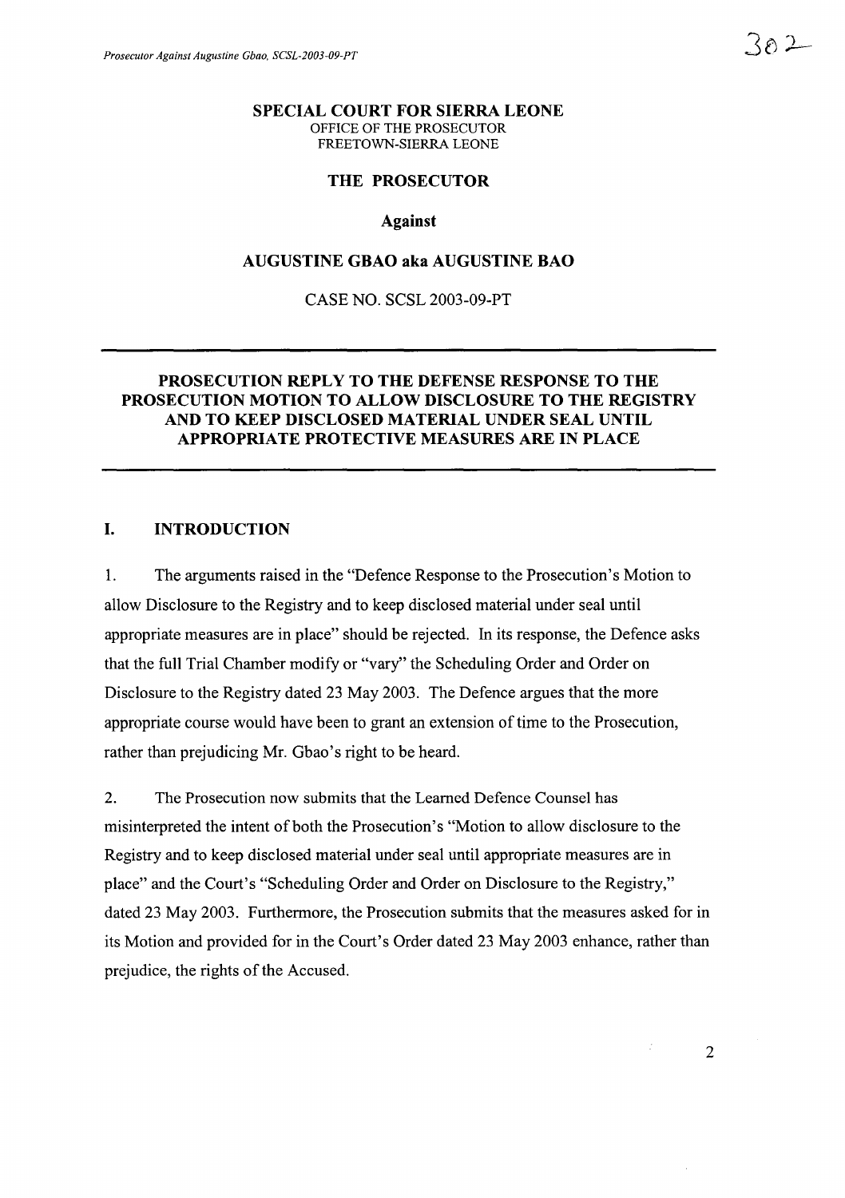**SPECIAL COURT FOR SIERRA LEONE**
OFFICE OF THE PROSECUTOR
FREETOWN-SIERRA LEONE

**THE PROSECUTOR**

**Against**

**AUGUSTINE GBAO aka AUGUSTINE BAO**

CASE NO. SCSL 2003-09-PT

---

**PROSECUTION REPLY TO THE DEFENSE RESPONSE TO THE PROSECUTION MOTION TO ALLOW DISCLOSURE TO THE REGISTRY AND TO KEEP DISCLOSED MATERIAL UNDER SEAL UNTIL APPROPRIATE PROTECTIVE MEASURES ARE IN PLACE**

---

## I. INTRODUCTION

1. The arguments raised in the "Defence Response to the Prosecution's Motion to allow Disclosure to the Registry and to keep disclosed material under seal until appropriate measures are in place" should be rejected. In its response, the Defence asks that the full Trial Chamber modify or "vary" the Scheduling Order and Order on Disclosure to the Registry dated 23 May 2003. The Defence argues that the more appropriate course would have been to grant an extension of time to the Prosecution, rather than prejudicing Mr. Gbao's right to be heard.

2. The Prosecution now submits that the Learned Defence Counsel has misinterpreted the intent of both the Prosecution's "Motion to allow disclosure to the Registry and to keep disclosed material under seal until appropriate measures are in place" and the Court's "Scheduling Order and Order on Disclosure to the Registry," dated 23 May 2003. Furthermore, the Prosecution submits that the measures asked for in its Motion and provided for in the Court's Order dated 23 May 2003 enhance, rather than prejudice, the rights of the Accused.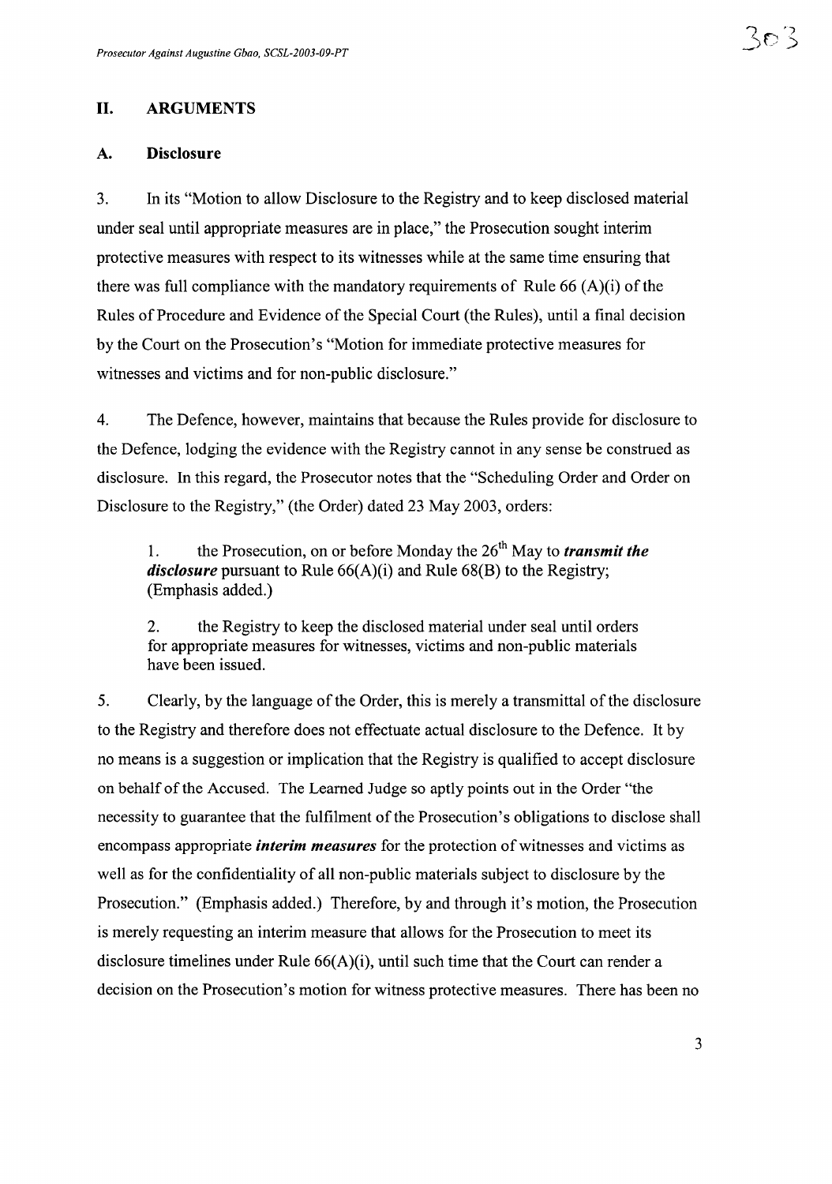## II. ARGUMENTS

### A. Disclosure

3. In its "Motion to allow Disclosure to the Registry and to keep disclosed material under seal until appropriate measures are in place," the Prosecution sought interim protective measures with respect to its witnesses while at the same time ensuring that there was full compliance with the mandatory requirements of Rule 66 (A)(i) of the Rules of Procedure and Evidence of the Special Court (the Rules), until a final decision by the Court on the Prosecution's "Motion for immediate protective measures for witnesses and victims and for non-public disclosure."

4. The Defence, however, maintains that because the Rules provide for disclosure to the Defence, lodging the evidence with the Registry cannot in any sense be construed as disclosure. In this regard, the Prosecutor notes that the "Scheduling Order and Order on Disclosure to the Registry," (the Order) dated 23 May 2003, orders:

> 1. the Prosecution, on or before Monday the 26th May to ***transmit the disclosure*** pursuant to Rule 66(A)(i) and Rule 68(B) to the Registry; (Emphasis added.)
>
> 2. the Registry to keep the disclosed material under seal until orders for appropriate measures for witnesses, victims and non-public materials have been issued.

5. Clearly, by the language of the Order, this is merely a transmittal of the disclosure to the Registry and therefore does not effectuate actual disclosure to the Defence. It by no means is a suggestion or implication that the Registry is qualified to accept disclosure on behalf of the Accused. The Learned Judge so aptly points out in the Order "the necessity to guarantee that the fulfilment of the Prosecution's obligations to disclose shall encompass appropriate ***interim measures*** for the protection of witnesses and victims as well as for the confidentiality of all non-public materials subject to disclosure by the Prosecution." (Emphasis added.) Therefore, by and through it's motion, the Prosecution is merely requesting an interim measure that allows for the Prosecution to meet its disclosure timelines under Rule 66(A)(i), until such time that the Court can render a decision on the Prosecution's motion for witness protective measures. There has been no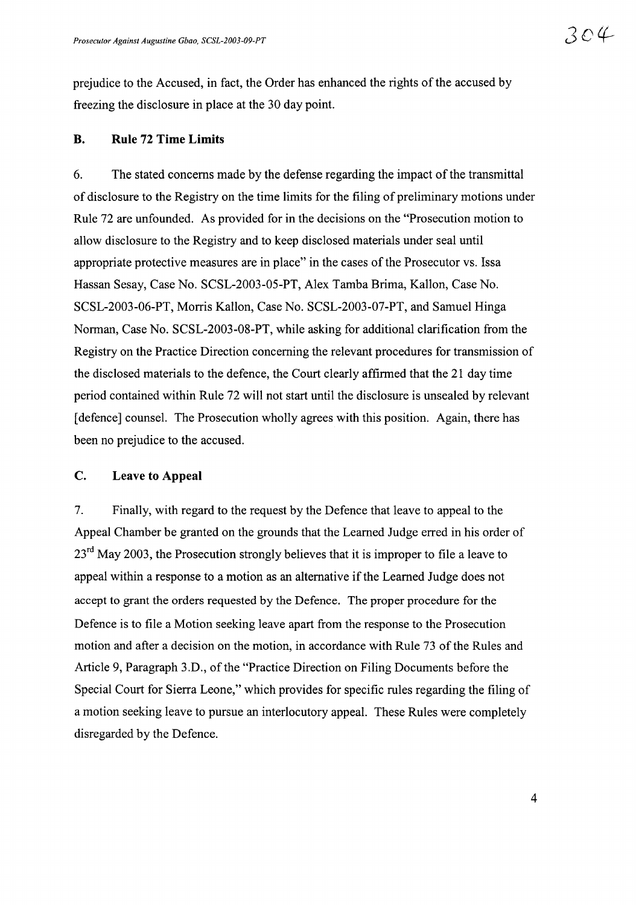prejudice to the Accused, in fact, the Order has enhanced the rights of the accused by freezing the disclosure in place at the 30 day point.

### B. Rule 72 Time Limits

6. The stated concerns made by the defense regarding the impact of the transmittal of disclosure to the Registry on the time limits for the filing of preliminary motions under Rule 72 are unfounded. As provided for in the decisions on the "Prosecution motion to allow disclosure to the Registry and to keep disclosed materials under seal until appropriate protective measures are in place" in the cases of the Prosecutor vs. Issa Hassan Sesay, Case No. SCSL-2003-05-PT, Alex Tamba Brima, Kallon, Case No. SCSL-2003-06-PT, Morris Kallon, Case No. SCSL-2003-07-PT, and Samuel Hinga Norman, Case No. SCSL-2003-08-PT, while asking for additional clarification from the Registry on the Practice Direction concerning the relevant procedures for transmission of the disclosed materials to the defence, the Court clearly affirmed that the 21 day time period contained within Rule 72 will not start until the disclosure is unsealed by relevant [defence] counsel. The Prosecution wholly agrees with this position. Again, there has been no prejudice to the accused.

### C. Leave to Appeal

7. Finally, with regard to the request by the Defence that leave to appeal to the Appeal Chamber be granted on the grounds that the Learned Judge erred in his order of 23rd May 2003, the Prosecution strongly believes that it is improper to file a leave to appeal within a response to a motion as an alternative if the Learned Judge does not accept to grant the orders requested by the Defence. The proper procedure for the Defence is to file a Motion seeking leave apart from the response to the Prosecution motion and after a decision on the motion, in accordance with Rule 73 of the Rules and Article 9, Paragraph 3.D., of the "Practice Direction on Filing Documents before the Special Court for Sierra Leone," which provides for specific rules regarding the filing of a motion seeking leave to pursue an interlocutory appeal. These Rules were completely disregarded by the Defence.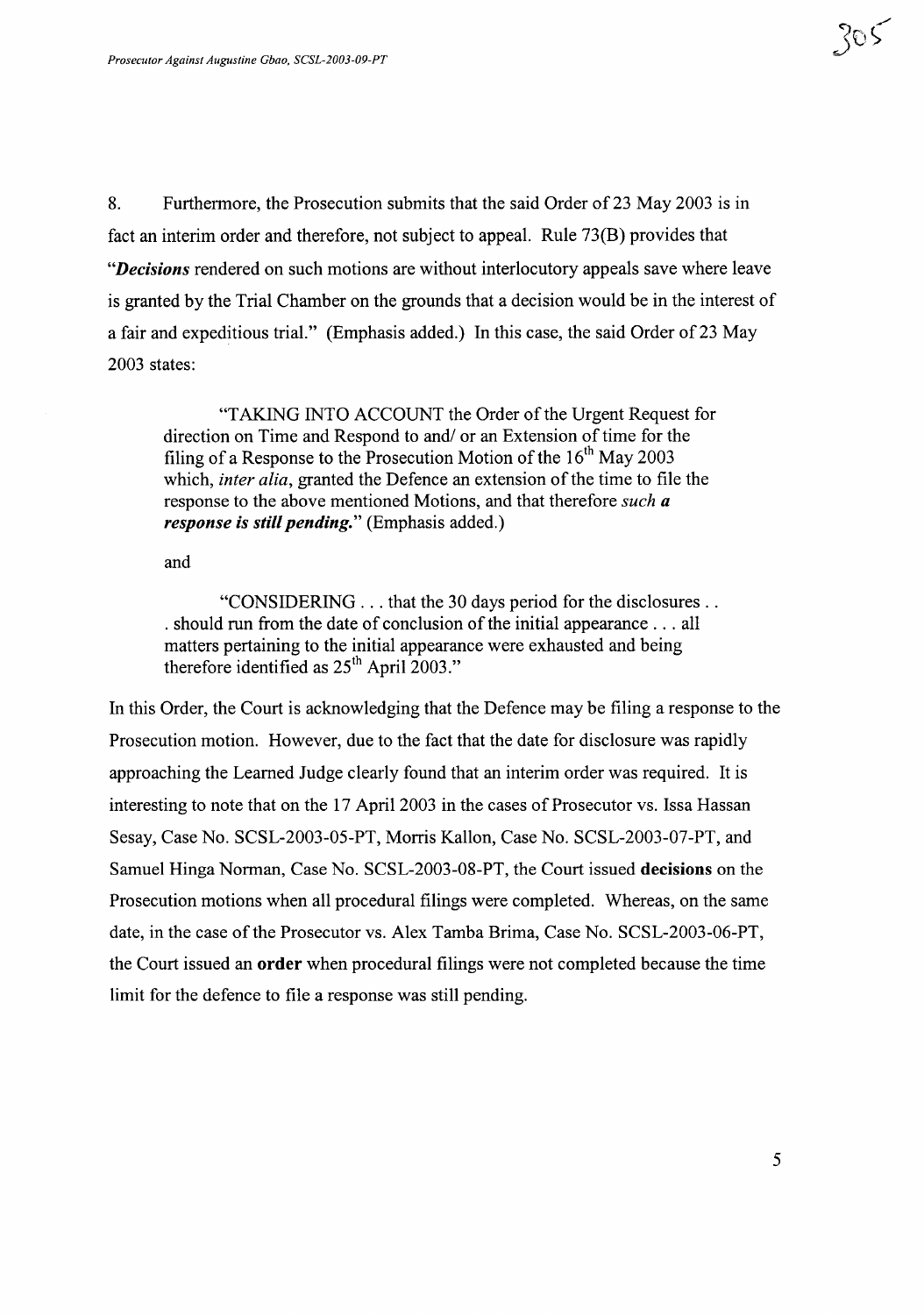8. Furthermore, the Prosecution submits that the said Order of 23 May 2003 is in fact an interim order and therefore, not subject to appeal. Rule 73(B) provides that "***Decisions*** rendered on such motions are without interlocutory appeals save where leave is granted by the Trial Chamber on the grounds that a decision would be in the interest of a fair and expeditious trial." (Emphasis added.) In this case, the said Order of 23 May 2003 states:

> "TAKING INTO ACCOUNT the Order of the Urgent Request for direction on Time and Respond to and/ or an Extension of time for the filing of a Response to the Prosecution Motion of the 16th May 2003 which, *inter alia*, granted the Defence an extension of the time to file the response to the above mentioned Motions, and that therefore *such **a response is still pending.***" (Emphasis added.)

and

> "CONSIDERING . . . that the 30 days period for the disclosures . . . should run from the date of conclusion of the initial appearance . . . all matters pertaining to the initial appearance were exhausted and being therefore identified as 25th April 2003."

In this Order, the Court is acknowledging that the Defence may be filing a response to the Prosecution motion. However, due to the fact that the date for disclosure was rapidly approaching the Learned Judge clearly found that an interim order was required. It is interesting to note that on the 17 April 2003 in the cases of Prosecutor vs. Issa Hassan Sesay, Case No. SCSL-2003-05-PT, Morris Kallon, Case No. SCSL-2003-07-PT, and Samuel Hinga Norman, Case No. SCSL-2003-08-PT, the Court issued **decisions** on the Prosecution motions when all procedural filings were completed. Whereas, on the same date, in the case of the Prosecutor vs. Alex Tamba Brima, Case No. SCSL-2003-06-PT, the Court issued an **order** when procedural filings were not completed because the time limit for the defence to file a response was still pending.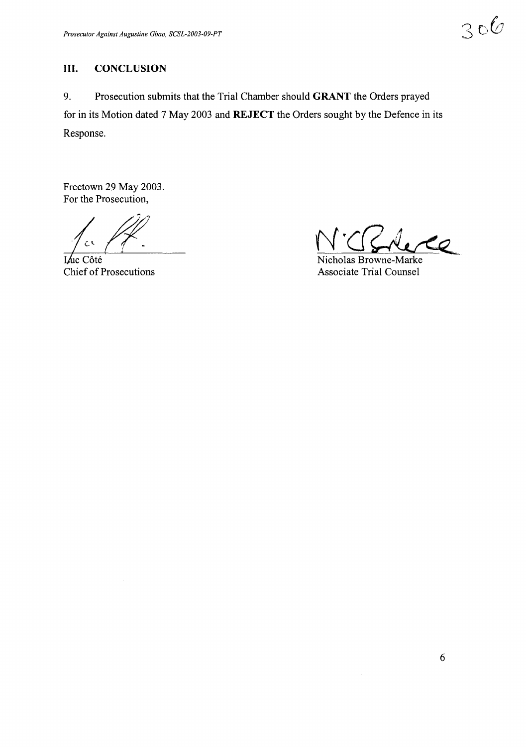## III. CONCLUSION

9. Prosecution submits that the Trial Chamber should **GRANT** the Orders prayed for in its Motion dated 7 May 2003 and **REJECT** the Orders sought by the Defence in its Response.

Freetown 29 May 2003.
For the Prosecution,

Luc Côté
Chief of Prosecutions

Nicholas Browne-Marke
Associate Trial Counsel